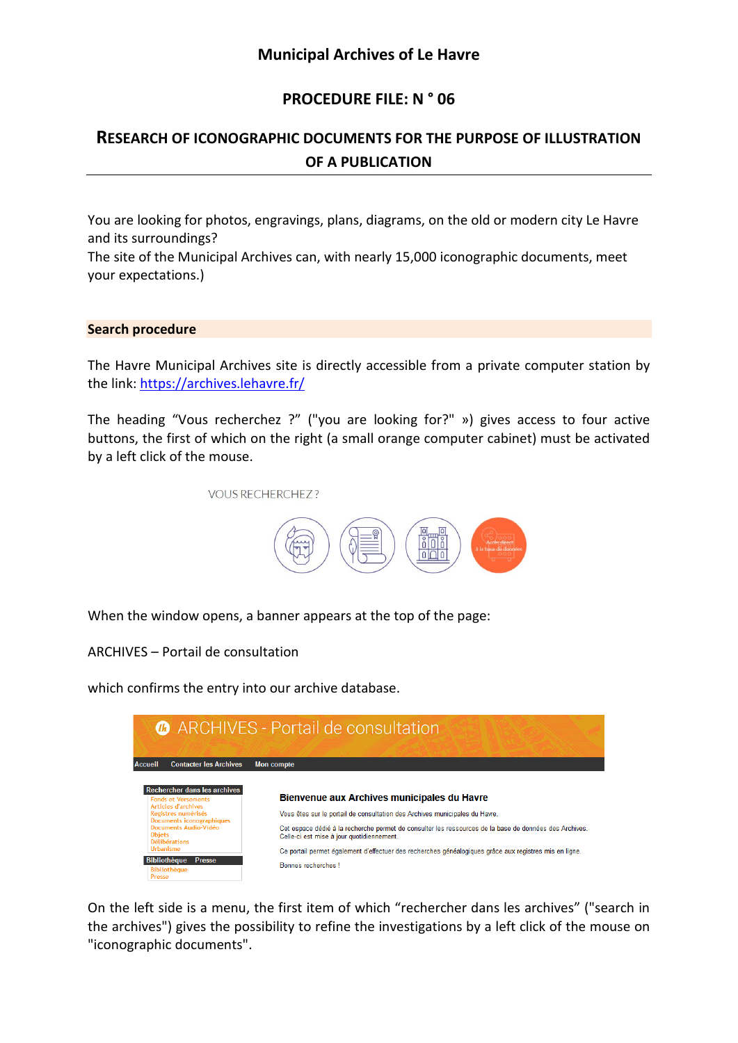# Municipal Archives of Le Havre

## PROCEDURE FILE: N ° 06

## RESEARCH OF ICONOGRAPHIC DOCUMENTS FOR THE PURPOSE OF ILLUSTRATION OF A PUBLICATION

You are looking for photos, engravings, plans, diagrams, on the old or modern city Le Havre and its surroundings?
The site of the Municipal Archives can, with nearly 15,000 iconographic documents, meet your expectations.)

### Search procedure

The Havre Municipal Archives site is directly accessible from a private computer station by the link: [https://archives.lehavre.fr/](https://archives.lehavre.fr/)

The heading "Vous recherchez ?" ("you are looking for?" ») gives access to four active buttons, the first of which on the right (a small orange computer cabinet) must be activated by a left click of the mouse.

When the window opens, a banner appears at the top of the page:

ARCHIVES – Portail de consultation

which confirms the entry into our archive database.

On the left side is a menu, the first item of which "rechercher dans les archives" ("search in the archives") gives the possibility to refine the investigations by a left click of the mouse on "iconographic documents".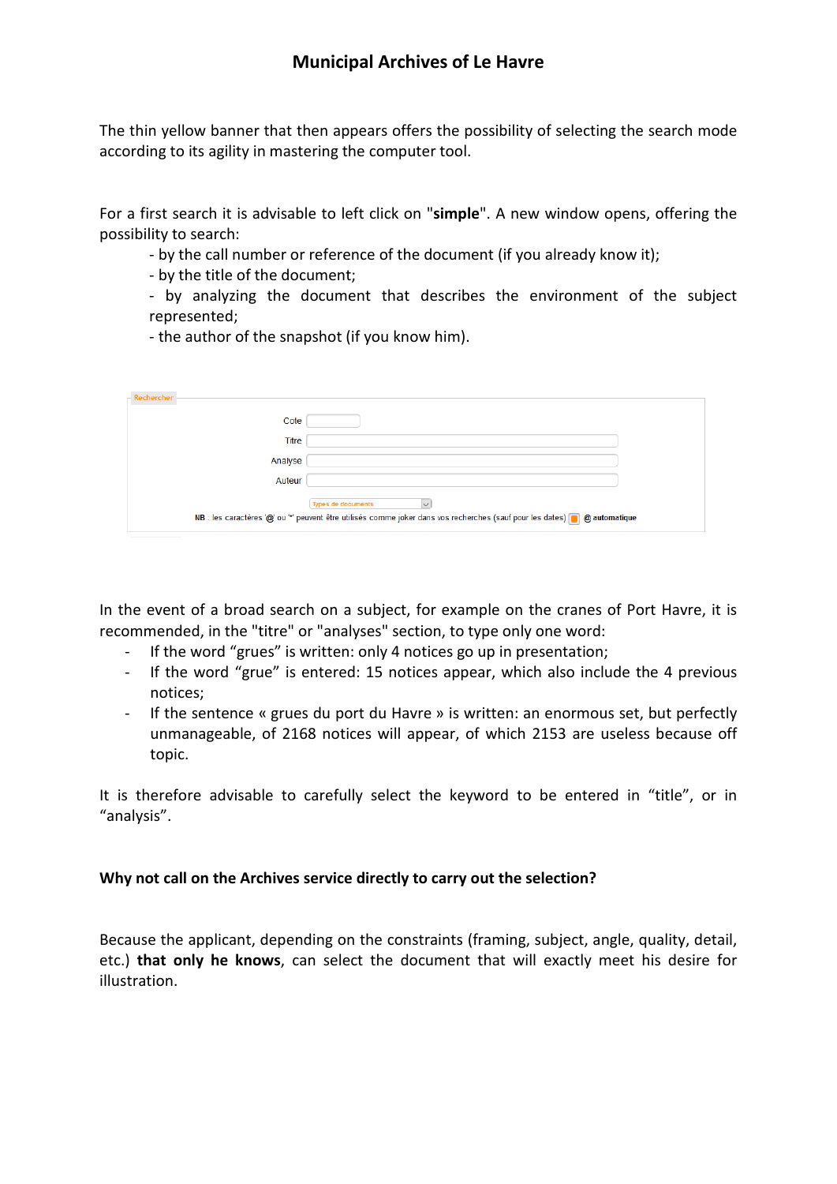## Municipal Archives of Le Havre

The thin yellow banner that then appears offers the possibility of selecting the search mode according to its agility in mastering the computer tool.

For a first search it is advisable to left click on "**simple**". A new window opens, offering the possibility to search:

- by the call number or reference of the document (if you already know it);
- by the title of the document;
- by analyzing the document that describes the environment of the subject represented;
- the author of the snapshot (if you know him).

Rechercher

Cote

Titre

Analyse

Auteur

types de documents

NB : les caractères '@' ou '*' peuvent être utilisés comme joker dans vos recherches (sauf pour les dates) @ automatique

In the event of a broad search on a subject, for example on the cranes of Port Havre, it is recommended, in the "titre" or "analyses" section, to type only one word:

- If the word “grues” is written: only 4 notices go up in presentation;
- If the word “grue” is entered: 15 notices appear, which also include the 4 previous notices;
- If the sentence « grues du port du Havre » is written: an enormous set, but perfectly unmanageable, of 2168 notices will appear, of which 2153 are useless because off topic.

It is therefore advisable to carefully select the keyword to be entered in “title”, or in “analysis”.

**Why not call on the Archives service directly to carry out the selection?**

Because the applicant, depending on the constraints (framing, subject, angle, quality, detail, etc.) **that only he knows**, can select the document that will exactly meet his desire for illustration.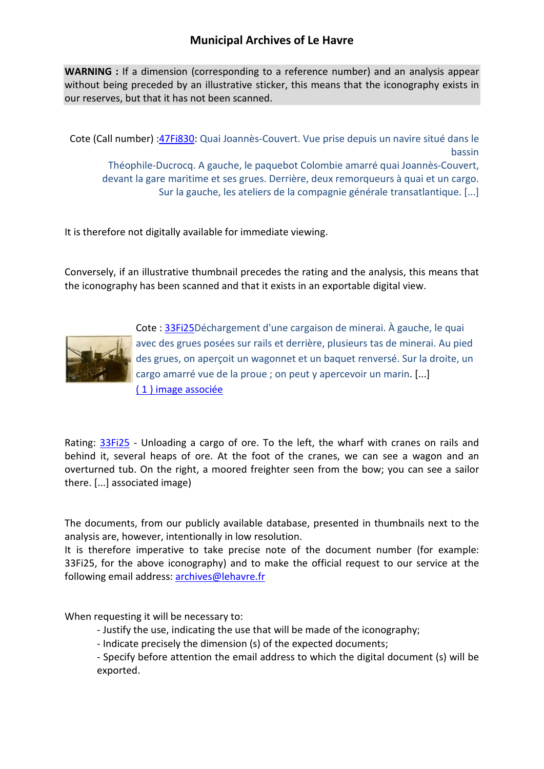# Municipal Archives of Le Havre

**WARNING :** If a dimension (corresponding to a reference number) and an analysis appear without being preceded by an illustrative sticker, this means that the iconography exists in our reserves, but that it has not been scanned.

Cote (Call number) :47Fi830: Quai Joannès-Couvert. Vue prise depuis un navire situé dans le bassin Théophile-Ducrocq. A gauche, le paquebot Colombie amarré quai Joannès-Couvert, devant la gare maritime et ses grues. Derrière, deux remorqueurs à quai et un cargo. Sur la gauche, les ateliers de la compagnie générale transatlantique. [...]

It is therefore not digitally available for immediate viewing.

Conversely, if an illustrative thumbnail precedes the rating and the analysis, this means that the iconography has been scanned and that it exists in an exportable digital view.

Cote : 33Fi25Déchargement d'une cargaison de minerai. À gauche, le quai avec des grues posées sur rails et derrière, plusieurs tas de minerai. Au pied des grues, on aperçoit un wagonnet et un baquet renversé. Sur la droite, un cargo amarré vue de la proue ; on peut y apercevoir un marin. [...]
( 1 ) image associée

Rating: 33Fi25 - Unloading a cargo of ore. To the left, the wharf with cranes on rails and behind it, several heaps of ore. At the foot of the cranes, we can see a wagon and an overturned tub. On the right, a moored freighter seen from the bow; you can see a sailor there. [...] associated image)

The documents, from our publicly available database, presented in thumbnails next to the analysis are, however, intentionally in low resolution.
It is therefore imperative to take precise note of the document number (for example: 33Fi25, for the above iconography) and to make the official request to our service at the following email address: archives@lehavre.fr

When requesting it will be necessary to:
- Justify the use, indicating the use that will be made of the iconography;
- Indicate precisely the dimension (s) of the expected documents;
- Specify before attention the email address to which the digital document (s) will be exported.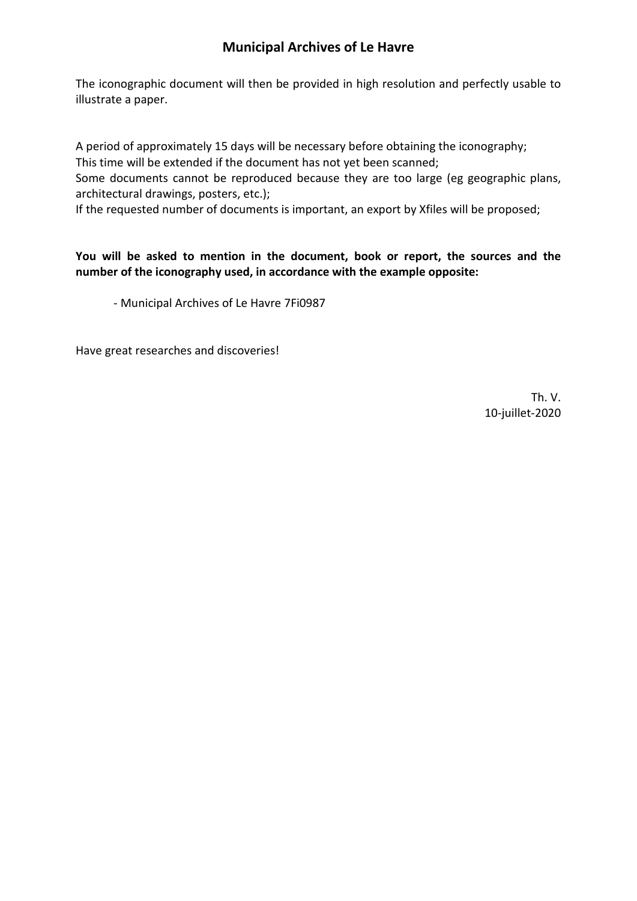## Municipal Archives of Le Havre

The iconographic document will then be provided in high resolution and perfectly usable to illustrate a paper.

A period of approximately 15 days will be necessary before obtaining the iconography;
This time will be extended if the document has not yet been scanned;
Some documents cannot be reproduced because they are too large (eg geographic plans, architectural drawings, posters, etc.);
If the requested number of documents is important, an export by Xfiles will be proposed;

**You will be asked to mention in the document, book or report, the sources and the number of the iconography used, in accordance with the example opposite:**

- Municipal Archives of Le Havre 7Fi0987

Have great researches and discoveries!

Th. V.
10-juillet-2020